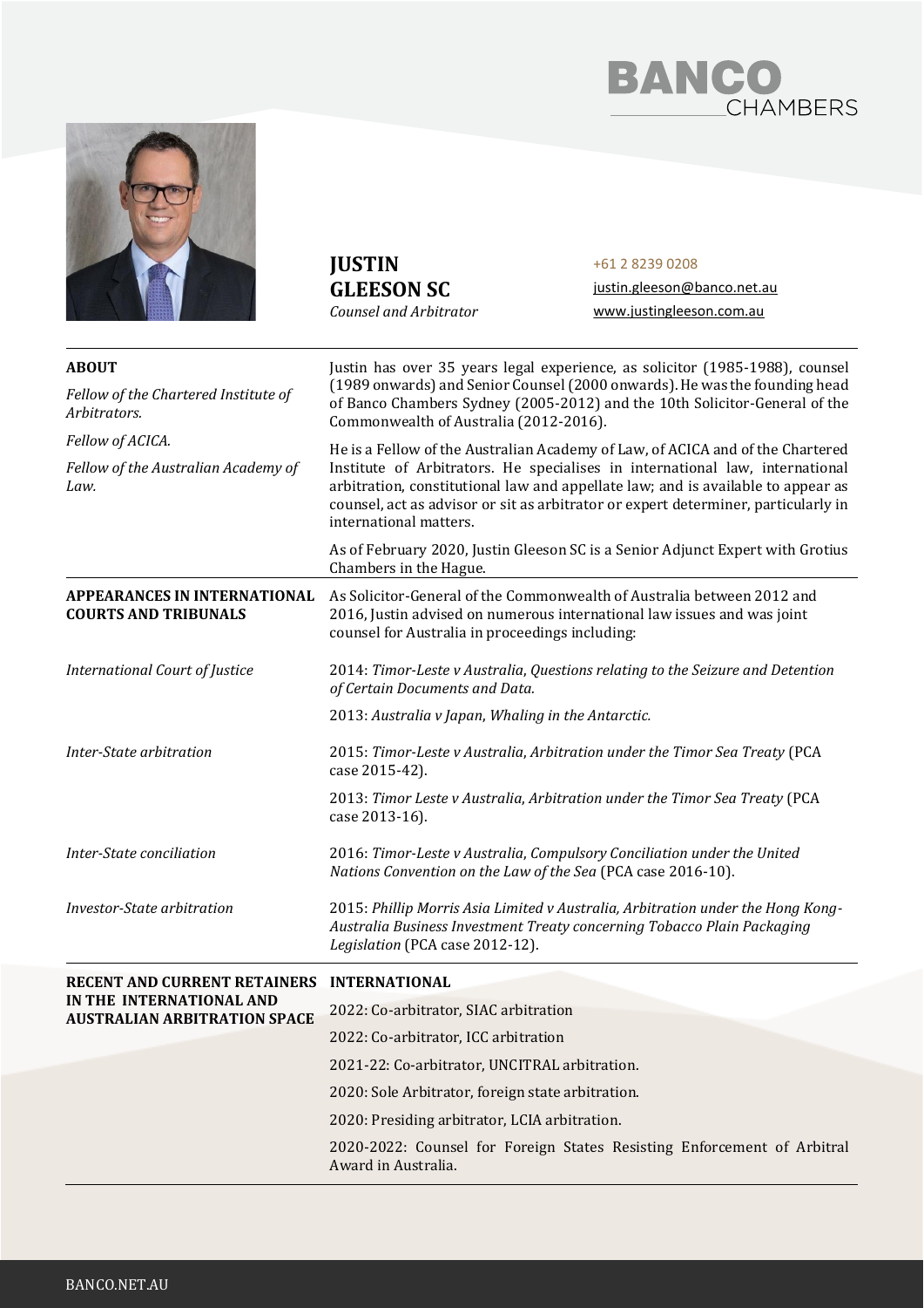BANCO CHAMBERS

# JUSTIN GLEESON SC

*Counsel and Arbitrator*

+61 2 8239 0208
justin.gleeson@banco.net.au
www.justingleeson.com.au

## ABOUT

*Fellow of the Chartered Institute of Arbitrators.*

*Fellow of ACICA.*

*Fellow of the Australian Academy of Law.*

Justin has over 35 years legal experience, as solicitor (1985-1988), counsel (1989 onwards) and Senior Counsel (2000 onwards). He was the founding head of Banco Chambers Sydney (2005-2012) and the 10th Solicitor-General of the Commonwealth of Australia (2012-2016).

He is a Fellow of the Australian Academy of Law, of ACICA and of the Chartered Institute of Arbitrators. He specialises in international law, international arbitration, constitutional law and appellate law; and is available to appear as counsel, act as advisor or sit as arbitrator or expert determiner, particularly in international matters.

As of February 2020, Justin Gleeson SC is a Senior Adjunct Expert with Grotius Chambers in the Hague.

## APPEARANCES IN INTERNATIONAL COURTS AND TRIBUNALS

As Solicitor-General of the Commonwealth of Australia between 2012 and 2016, Justin advised on numerous international law issues and was joint counsel for Australia in proceedings including:

*International Court of Justice*

2014: *Timor-Leste v Australia*, *Questions relating to the Seizure and Detention of Certain Documents and Data.*

2013: *Australia v Japan*, *Whaling in the Antarctic.*

*Inter-State arbitration*

2015: *Timor-Leste v Australia*, *Arbitration under the Timor Sea Treaty* (PCA case 2015-42).

2013: *Timor Leste v Australia*, *Arbitration under the Timor Sea Treaty* (PCA case 2013-16).

*Inter-State conciliation*

2016: *Timor-Leste v Australia*, *Compulsory Conciliation under the United Nations Convention on the Law of the Sea* (PCA case 2016-10).

*Investor-State arbitration*

2015: *Phillip Morris Asia Limited v Australia, Arbitration under the Hong Kong-Australia Business Investment Treaty concerning Tobacco Plain Packaging Legislation* (PCA case 2012-12).

## RECENT AND CURRENT RETAINERS IN THE INTERNATIONAL AND AUSTRALIAN ARBITRATION SPACE

**INTERNATIONAL**

2022: Co-arbitrator, SIAC arbitration

2022: Co-arbitrator, ICC arbitration

2021-22: Co-arbitrator, UNCITRAL arbitration.

2020: Sole Arbitrator, foreign state arbitration.

2020: Presiding arbitrator, LCIA arbitration.

2020-2022: Counsel for Foreign States Resisting Enforcement of Arbitral Award in Australia.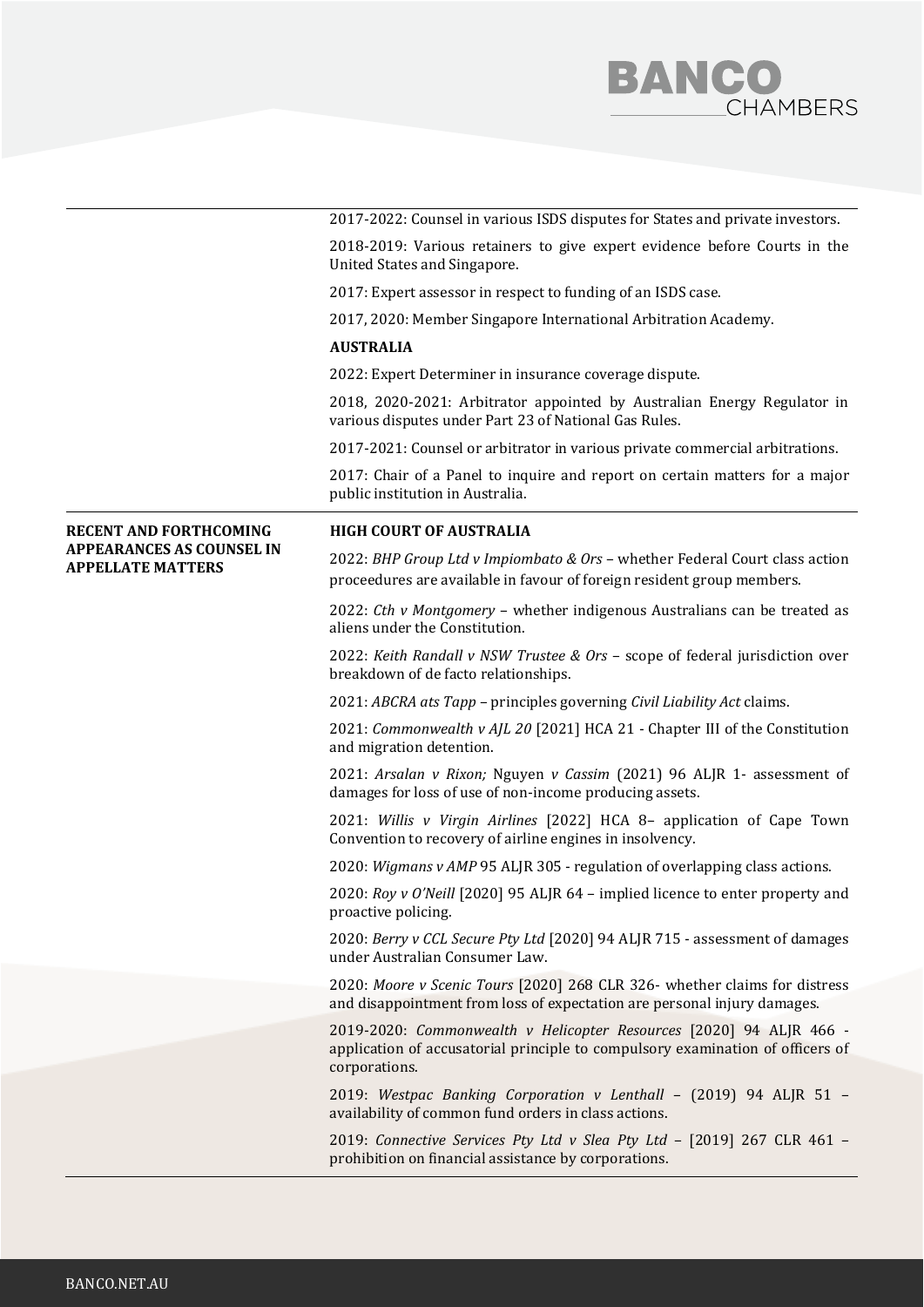2017-2022: Counsel in various ISDS disputes for States and private investors.

2018-2019: Various retainers to give expert evidence before Courts in the United States and Singapore.

2017: Expert assessor in respect to funding of an ISDS case.

2017, 2020: Member Singapore International Arbitration Academy.

**AUSTRALIA**

2022: Expert Determiner in insurance coverage dispute.

2018, 2020-2021: Arbitrator appointed by Australian Energy Regulator in various disputes under Part 23 of National Gas Rules.

2017-2021: Counsel or arbitrator in various private commercial arbitrations.

2017: Chair of a Panel to inquire and report on certain matters for a major public institution in Australia.

## RECENT AND FORTHCOMING APPEARANCES AS COUNSEL IN APPELLATE MATTERS

**HIGH COURT OF AUSTRALIA**

2022: *BHP Group Ltd v Impiombato & Ors* – whether Federal Court class action proceedures are available in favour of foreign resident group members.

2022: *Cth v Montgomery* – whether indigenous Australians can be treated as aliens under the Constitution.

2022: *Keith Randall v NSW Trustee & Ors* – scope of federal jurisdiction over breakdown of de facto relationships.

2021: *ABCRA ats Tapp* – principles governing *Civil Liability Act* claims.

2021: *Commonwealth v AJL 20* [2021] HCA 21 - Chapter III of the Constitution and migration detention.

2021: *Arsalan v Rixon;* Nguyen *v Cassim* (2021) 96 ALJR 1- assessment of damages for loss of use of non-income producing assets.

2021: *Willis v Virgin Airlines* [2022] HCA 8– application of Cape Town Convention to recovery of airline engines in insolvency.

2020: *Wigmans v AMP* 95 ALJR 305 - regulation of overlapping class actions.

2020: *Roy v O'Neill* [2020] 95 ALJR 64 – implied licence to enter property and proactive policing.

2020: *Berry v CCL Secure Pty Ltd* [2020] 94 ALJR 715 - assessment of damages under Australian Consumer Law.

2020: *Moore v Scenic Tours* [2020] 268 CLR 326- whether claims for distress and disappointment from loss of expectation are personal injury damages.

2019-2020: *Commonwealth v Helicopter Resources* [2020] 94 ALJR 466 - application of accusatorial principle to compulsory examination of officers of corporations.

2019: *Westpac Banking Corporation v Lenthall* – (2019) 94 ALJR 51 – availability of common fund orders in class actions.

2019: *Connective Services Pty Ltd v Slea Pty Ltd* – [2019] 267 CLR 461 – prohibition on financial assistance by corporations.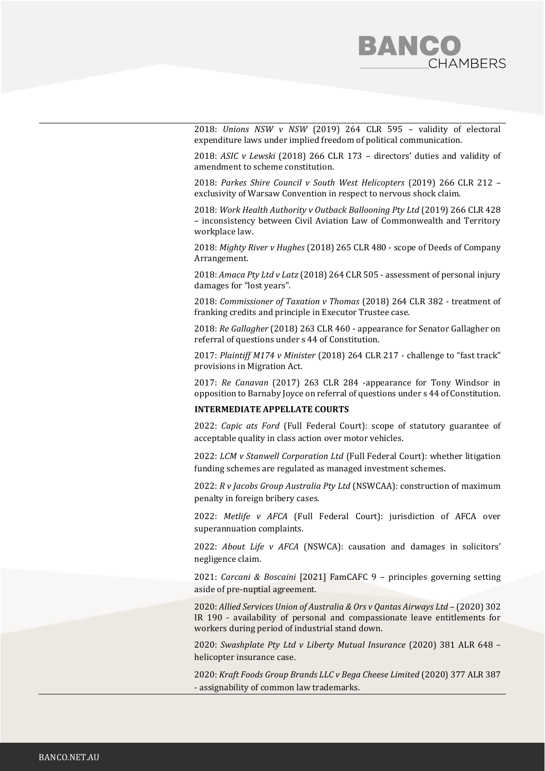2018: *Unions NSW v NSW* (2019) 264 CLR 595 – validity of electoral expenditure laws under implied freedom of political communication.

2018: *ASIC v Lewski* (2018) 266 CLR 173 – directors' duties and validity of amendment to scheme constitution.

2018: *Parkes Shire Council v South West Helicopters* (2019) 266 CLR 212 – exclusivity of Warsaw Convention in respect to nervous shock claim.

2018: *Work Health Authority v Outback Ballooning Pty Ltd* (2019) 266 CLR 428 – inconsistency between Civil Aviation Law of Commonwealth and Territory workplace law.

2018: *Mighty River v Hughes* (2018) 265 CLR 480 - scope of Deeds of Company Arrangement.

2018: *Amaca Pty Ltd v Latz* (2018) 264 CLR 505 - assessment of personal injury damages for "lost years".

2018: *Commissioner of Taxation v Thomas* (2018) 264 CLR 382 - treatment of franking credits and principle in Executor Trustee case.

2018: *Re Gallagher* (2018) 263 CLR 460 - appearance for Senator Gallagher on referral of questions under s 44 of Constitution.

2017: *Plaintiff M174 v Minister* (2018) 264 CLR 217 - challenge to "fast track" provisions in Migration Act.

2017: *Re Canavan* (2017) 263 CLR 284 -appearance for Tony Windsor in opposition to Barnaby Joyce on referral of questions under s 44 of Constitution.

**INTERMEDIATE APPELLATE COURTS**

2022: *Capic ats Ford* (Full Federal Court): scope of statutory guarantee of acceptable quality in class action over motor vehicles.

2022: *LCM v Stanwell Corporation Ltd* (Full Federal Court): whether litigation funding schemes are regulated as managed investment schemes.

2022: *R v Jacobs Group Australia Pty Ltd* (NSWCAA): construction of maximum penalty in foreign bribery cases.

2022: *Metlife v AFCA* (Full Federal Court): jurisdiction of AFCA over superannuation complaints.

2022: *About Life v AFCA* (NSWCA): causation and damages in solicitors' negligence claim.

2021: *Carcani & Boscaini* [2021] FamCAFC 9 – principles governing setting aside of pre-nuptial agreement.

2020: *Allied Services Union of Australia & Ors v Qantas Airways Ltd* – (2020) 302 IR 190 - availability of personal and compassionate leave entitlements for workers during period of industrial stand down.

2020: *Swashplate Pty Ltd v Liberty Mutual Insurance* (2020) 381 ALR 648 – helicopter insurance case.

2020: *Kraft Foods Group Brands LLC v Bega Cheese Limited* (2020) 377 ALR 387 - assignability of common law trademarks.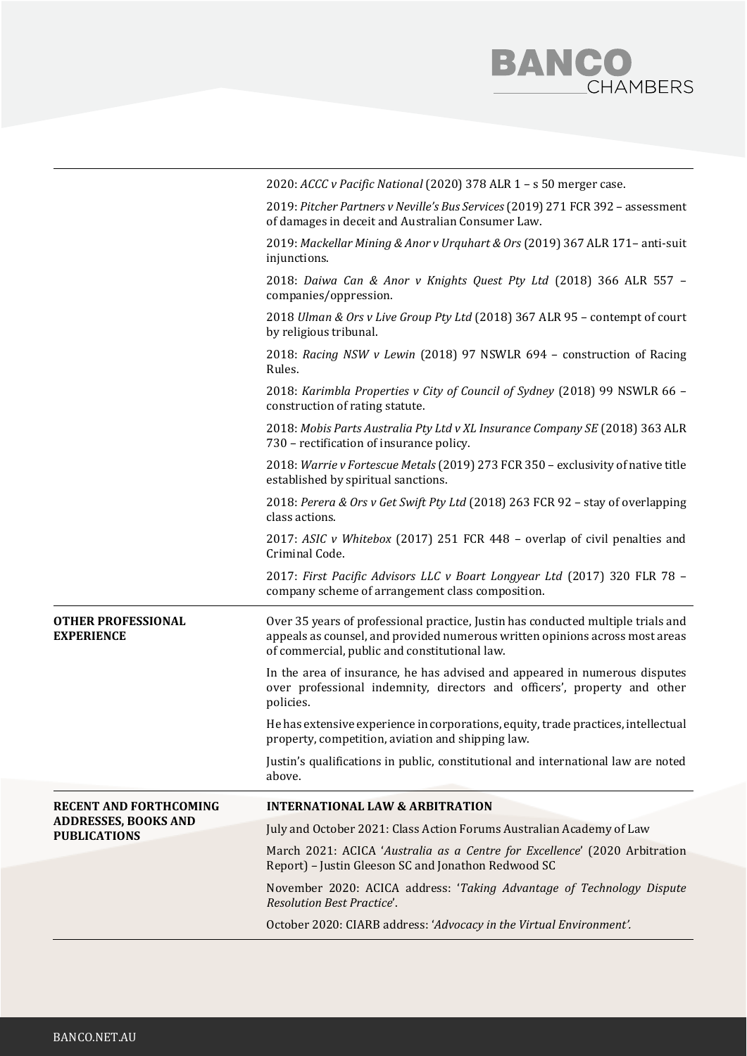2020: *ACCC v Pacific National* (2020) 378 ALR 1 – s 50 merger case.

2019: *Pitcher Partners v Neville's Bus Services* (2019) 271 FCR 392 – assessment of damages in deceit and Australian Consumer Law.

2019: *Mackellar Mining & Anor v Urquhart & Ors* (2019) 367 ALR 171– anti-suit injunctions.

2018: *Daiwa Can & Anor v Knights Quest Pty Ltd* (2018) 366 ALR 557 – companies/oppression.

2018 *Ulman & Ors v Live Group Pty Ltd* (2018) 367 ALR 95 – contempt of court by religious tribunal.

2018: *Racing NSW v Lewin* (2018) 97 NSWLR 694 – construction of Racing Rules.

2018: *Karimbla Properties v City of Council of Sydney* (2018) 99 NSWLR 66 – construction of rating statute.

2018: *Mobis Parts Australia Pty Ltd v XL Insurance Company SE* (2018) 363 ALR 730 – rectification of insurance policy.

2018: *Warrie v Fortescue Metals* (2019) 273 FCR 350 – exclusivity of native title established by spiritual sanctions.

2018: *Perera & Ors v Get Swift Pty Ltd* (2018) 263 FCR 92 – stay of overlapping class actions.

2017: *ASIC v Whitebox* (2017) 251 FCR 448 – overlap of civil penalties and Criminal Code.

2017: *First Pacific Advisors LLC v Boart Longyear Ltd* (2017) 320 FLR 78 – company scheme of arrangement class composition.

**OTHER PROFESSIONAL EXPERIENCE**

Over 35 years of professional practice, Justin has conducted multiple trials and appeals as counsel, and provided numerous written opinions across most areas of commercial, public and constitutional law.

In the area of insurance, he has advised and appeared in numerous disputes over professional indemnity, directors and officers', property and other policies.

He has extensive experience in corporations, equity, trade practices, intellectual property, competition, aviation and shipping law.

Justin's qualifications in public, constitutional and international law are noted above.

**RECENT AND FORTHCOMING ADDRESSES, BOOKS AND PUBLICATIONS**

**INTERNATIONAL LAW & ARBITRATION**

July and October 2021: Class Action Forums Australian Academy of Law

March 2021: ACICA '*Australia as a Centre for Excellence*' (2020 Arbitration Report) – Justin Gleeson SC and Jonathon Redwood SC

November 2020: ACICA address: '*Taking Advantage of Technology Dispute Resolution Best Practice*'.

October 2020: CIARB address: '*Advocacy in the Virtual Environment'.*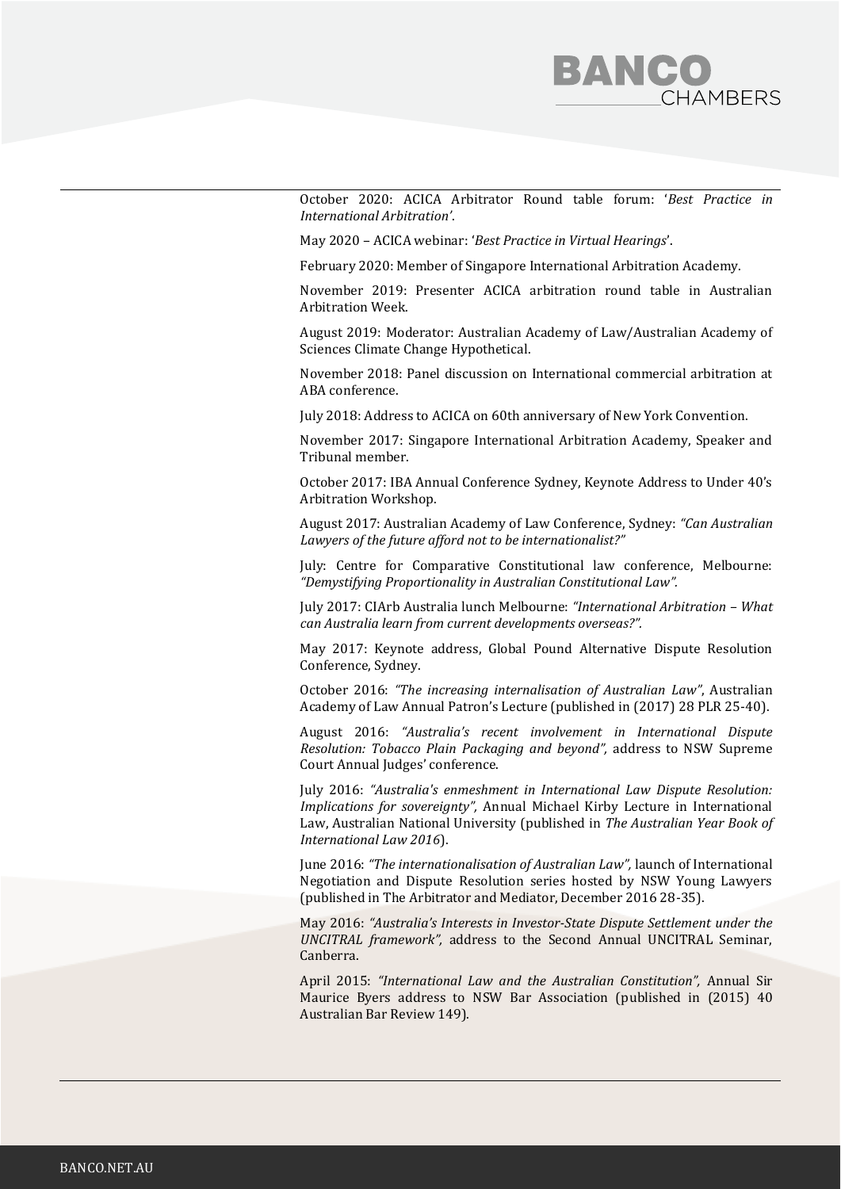October 2020: ACICA Arbitrator Round table forum: '*Best Practice in International Arbitration'*.

May 2020 – ACICA webinar: '*Best Practice in Virtual Hearings*'.

February 2020: Member of Singapore International Arbitration Academy.

November 2019: Presenter ACICA arbitration round table in Australian Arbitration Week.

August 2019: Moderator: Australian Academy of Law/Australian Academy of Sciences Climate Change Hypothetical.

November 2018: Panel discussion on International commercial arbitration at ABA conference.

July 2018: Address to ACICA on 60th anniversary of New York Convention.

November 2017: Singapore International Arbitration Academy, Speaker and Tribunal member.

October 2017: IBA Annual Conference Sydney, Keynote Address to Under 40's Arbitration Workshop.

August 2017: Australian Academy of Law Conference, Sydney: *"Can Australian Lawyers of the future afford not to be internationalist?"*

July: Centre for Comparative Constitutional law conference, Melbourne: *"Demystifying Proportionality in Australian Constitutional Law".*

July 2017: CIArb Australia lunch Melbourne: *"International Arbitration – What can Australia learn from current developments overseas?".*

May 2017: Keynote address, Global Pound Alternative Dispute Resolution Conference, Sydney.

October 2016: *"The increasing internalisation of Australian Law"*, Australian Academy of Law Annual Patron's Lecture (published in (2017) 28 PLR 25-40).

August 2016: *"Australia's recent involvement in International Dispute Resolution: Tobacco Plain Packaging and beyond",* address to NSW Supreme Court Annual Judges' conference.

July 2016: *"Australia's enmeshment in International Law Dispute Resolution: Implications for sovereignty",* Annual Michael Kirby Lecture in International Law, Australian National University (published in *The Australian Year Book of International Law 2016*).

June 2016: *"The internationalisation of Australian Law",* launch of International Negotiation and Dispute Resolution series hosted by NSW Young Lawyers (published in The Arbitrator and Mediator, December 2016 28-35).

May 2016: *"Australia's Interests in Investor-State Dispute Settlement under the UNCITRAL framework",* address to the Second Annual UNCITRAL Seminar, Canberra.

April 2015: *"International Law and the Australian Constitution",* Annual Sir Maurice Byers address to NSW Bar Association (published in (2015) 40 Australian Bar Review 149).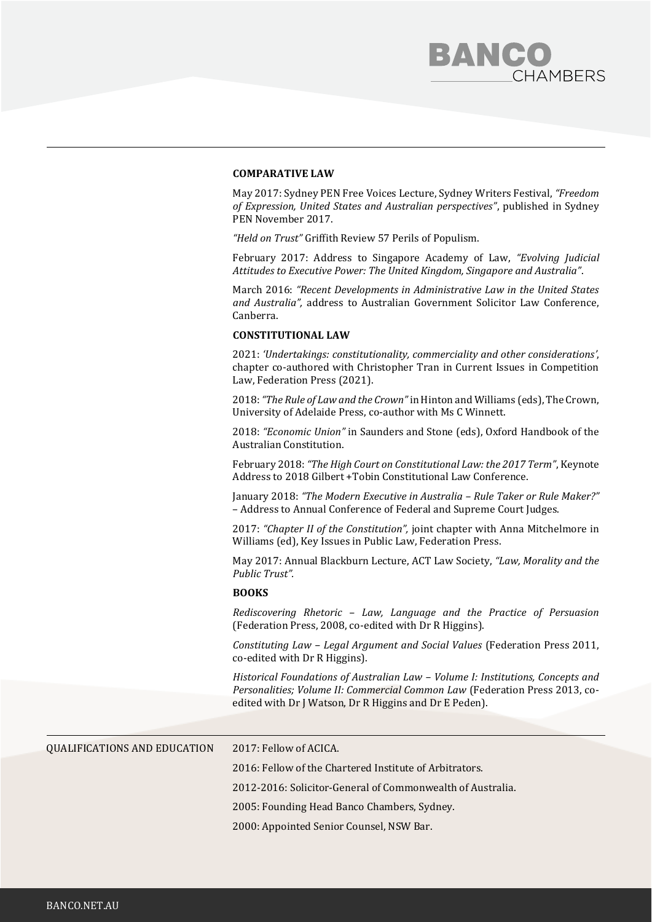**COMPARATIVE LAW**

May 2017: Sydney PEN Free Voices Lecture, Sydney Writers Festival, *"Freedom of Expression, United States and Australian perspectives"*, published in Sydney PEN November 2017.

*"Held on Trust"* Griffith Review 57 Perils of Populism.

February 2017: Address to Singapore Academy of Law, *"Evolving Judicial Attitudes to Executive Power: The United Kingdom, Singapore and Australia"*.

March 2016: *"Recent Developments in Administrative Law in the United States and Australia"*, address to Australian Government Solicitor Law Conference, Canberra.

**CONSTITUTIONAL LAW**

2021: *'Undertakings: constitutionality, commerciality and other considerations'*, chapter co-authored with Christopher Tran in Current Issues in Competition Law, Federation Press (2021).

2018: *"The Rule of Law and the Crown"* in Hinton and Williams (eds), The Crown, University of Adelaide Press, co-author with Ms C Winnett.

2018: *"Economic Union"* in Saunders and Stone (eds), Oxford Handbook of the Australian Constitution.

February 2018: *"The High Court on Constitutional Law: the 2017 Term"*, Keynote Address to 2018 Gilbert +Tobin Constitutional Law Conference.

January 2018: *"The Modern Executive in Australia – Rule Taker or Rule Maker?"* – Address to Annual Conference of Federal and Supreme Court Judges.

2017: *"Chapter II of the Constitution"*, joint chapter with Anna Mitchelmore in Williams (ed), Key Issues in Public Law, Federation Press.

May 2017: Annual Blackburn Lecture, ACT Law Society, *"Law, Morality and the Public Trust"*.

**BOOKS**

*Rediscovering Rhetoric – Law, Language and the Practice of Persuasion* (Federation Press, 2008, co-edited with Dr R Higgins).

*Constituting Law – Legal Argument and Social Values* (Federation Press 2011, co-edited with Dr R Higgins).

*Historical Foundations of Australian Law – Volume I: Institutions, Concepts and Personalities; Volume II: Commercial Common Law* (Federation Press 2013, co-edited with Dr J Watson, Dr R Higgins and Dr E Peden).

QUALIFICATIONS AND EDUCATION

2017: Fellow of ACICA.

2016: Fellow of the Chartered Institute of Arbitrators.

2012-2016: Solicitor-General of Commonwealth of Australia.

2005: Founding Head Banco Chambers, Sydney.

2000: Appointed Senior Counsel, NSW Bar.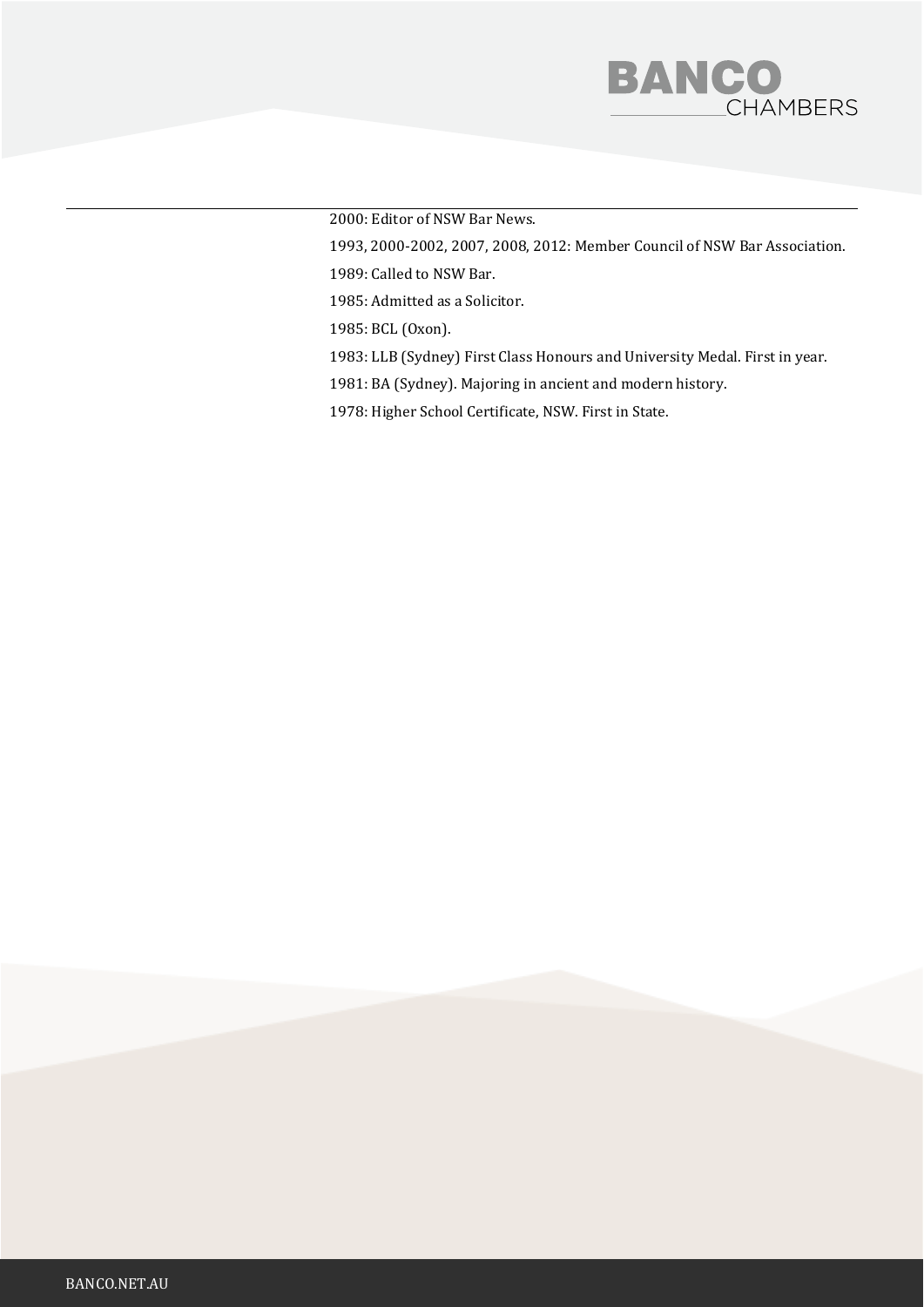2000: Editor of NSW Bar News.

1993, 2000-2002, 2007, 2008, 2012: Member Council of NSW Bar Association.

1989: Called to NSW Bar.

1985: Admitted as a Solicitor.

1985: BCL (Oxon).

1983: LLB (Sydney) First Class Honours and University Medal. First in year.

1981: BA (Sydney). Majoring in ancient and modern history.

1978: Higher School Certificate, NSW. First in State.